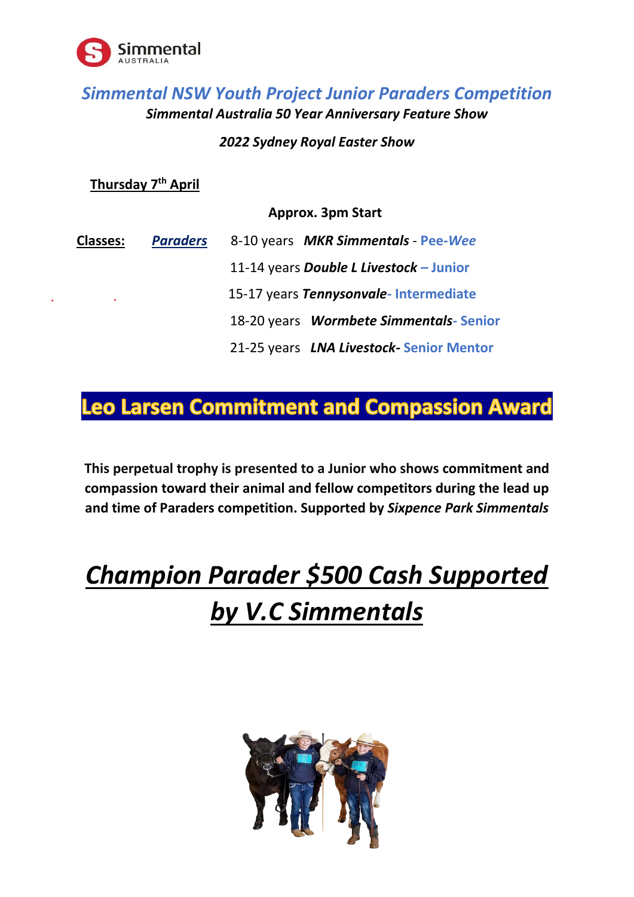Simmental AUSTRALIA

# *Simmental NSW Youth Project Junior Paraders Competition*

***Simmental Australia 50 Year Anniversary Feature Show***

***2022 Sydney Royal Easter Show***

**Thursday 7th April**

**Approx. 3pm Start**

**Classes:** ***Paraders***

- 8-10 years ***MKR Simmentals*** - **Pee-*Wee***
- 11-14 years ***Double L Livestock*** **– Junior**
- 15-17 years ***Tennysonvale*** **- Intermediate**
- 18-20 years ***Wormbete Simmentals*** **- Senior**
- 21-25 years ***LNA Livestock-*** **Senior Mentor**

## Leo Larsen Commitment and Compassion Award

**This perpetual trophy is presented to a Junior who shows commitment and compassion toward their animal and fellow competitors during the lead up and time of Paraders competition. Supported by *Sixpence Park Simmentals***

# *Champion Parader $500 Cash Supported by V.C Simmentals*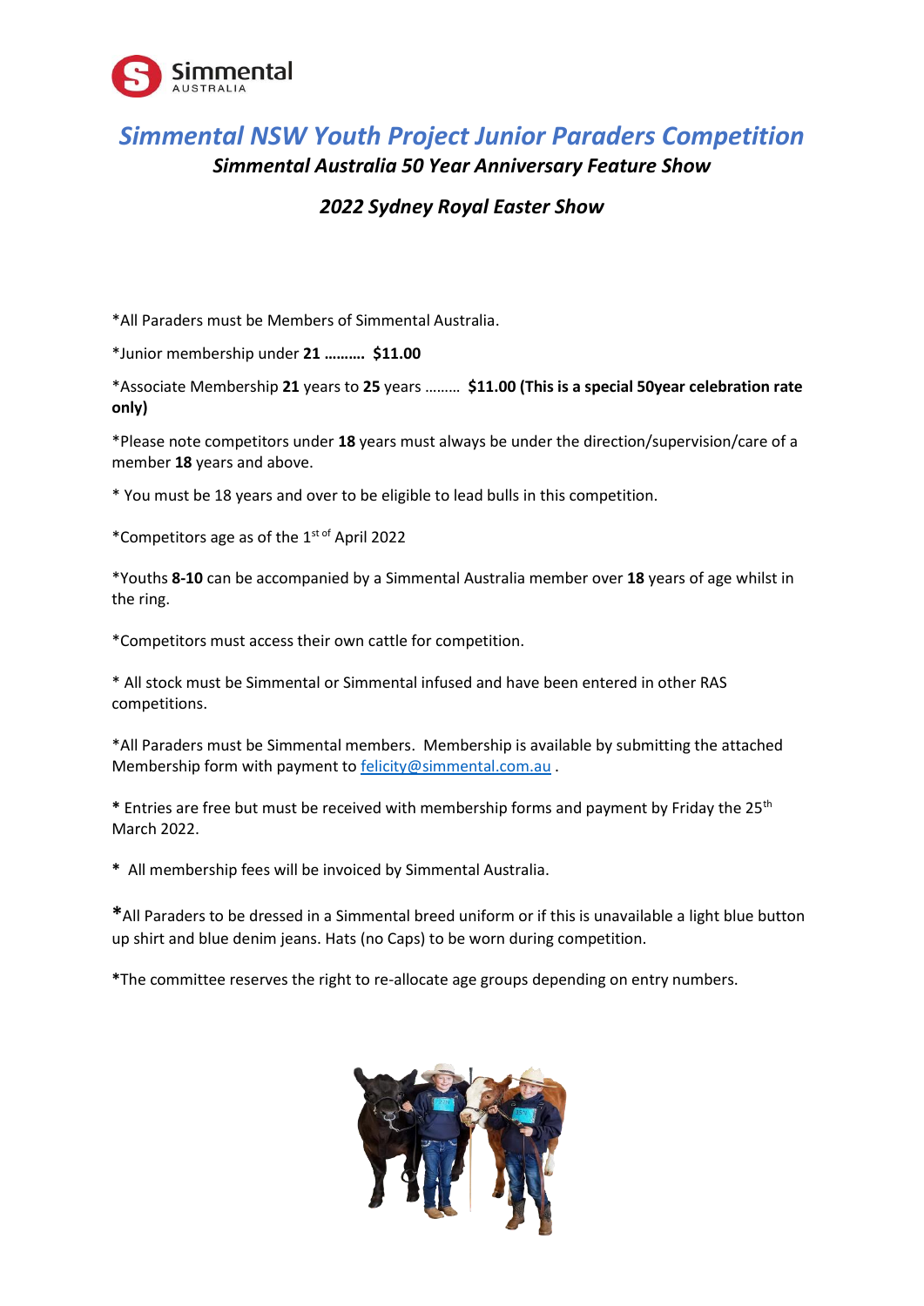# *Simmental NSW Youth Project Junior Paraders Competition*

***Simmental Australia 50 Year Anniversary Feature Show***

***2022 Sydney Royal Easter Show***

*All Paraders must be Members of Simmental Australia.

*Junior membership under **21 ……… $11.00**

*Associate Membership **21** years to **25** years ……… **$11.00 (This is a special 50year celebration rate only)**

*Please note competitors under **18** years must always be under the direction/supervision/care of a member **18** years and above.

* You must be 18 years and over to be eligible to lead bulls in this competition.

*Competitors age as of the 1st of April 2022

*Youths **8-10** can be accompanied by a Simmental Australia member over **18** years of age whilst in the ring.

*Competitors must access their own cattle for competition.

* All stock must be Simmental or Simmental infused and have been entered in other RAS competitions.

*All Paraders must be Simmental members. Membership is available by submitting the attached Membership form with payment to felicity@simmental.com.au .

* Entries are free but must be received with membership forms and payment by Friday the 25th March 2022.

* All membership fees will be invoiced by Simmental Australia.

*All Paraders to be dressed in a Simmental breed uniform or if this is unavailable a light blue button up shirt and blue denim jeans. Hats (no Caps) to be worn during competition.

*The committee reserves the right to re-allocate age groups depending on entry numbers.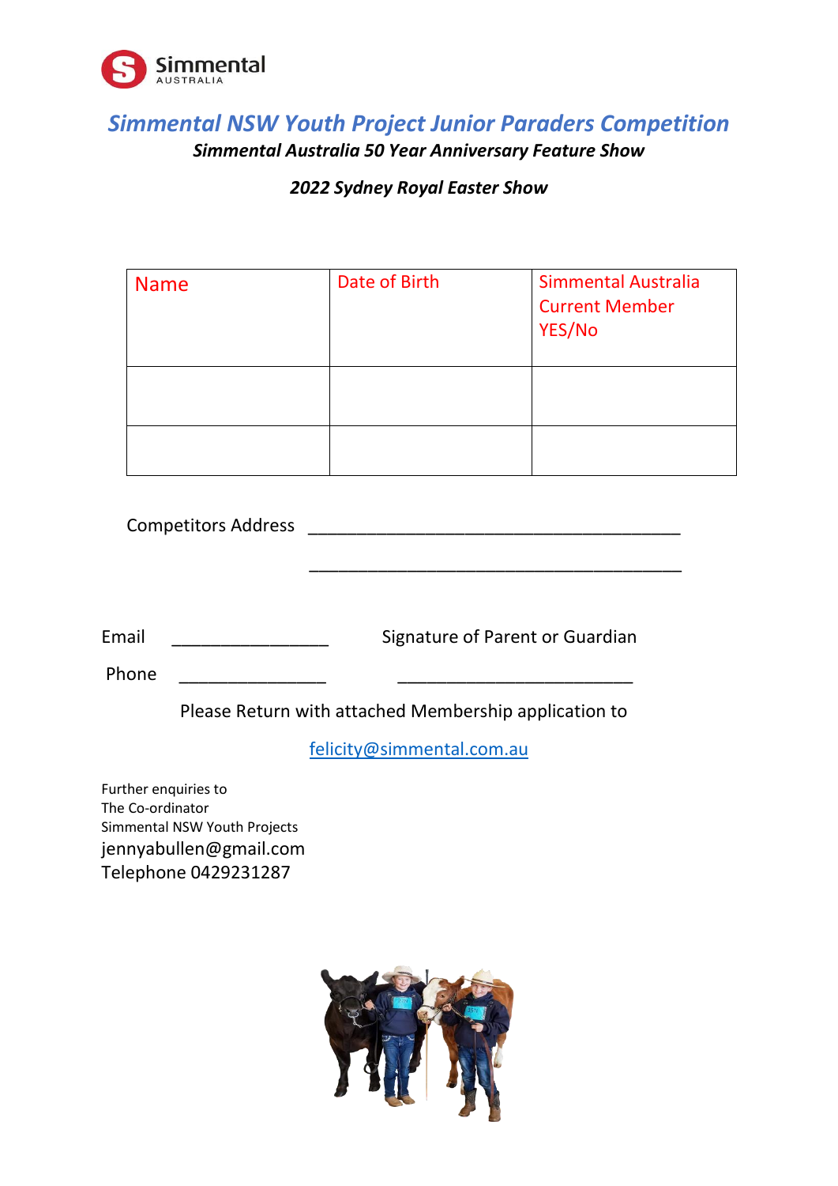# *Simmental NSW Youth Project Junior Paraders Competition*

***Simmental Australia 50 Year Anniversary Feature Show***

***2022 Sydney Royal Easter Show***

| Name | Date of Birth | Simmental Australia Current Member YES/No |
|---|---|---|
| | | |
| | | |

Competitors Address ________________________________________

________________________________________

Email _________________ Signature of Parent or Guardian

Phone ________________ _________________________

Please Return with attached Membership application to

felicity@simmental.com.au

Further enquiries to
The Co-ordinator
Simmental NSW Youth Projects
jennyabullen@gmail.com
Telephone 0429231287